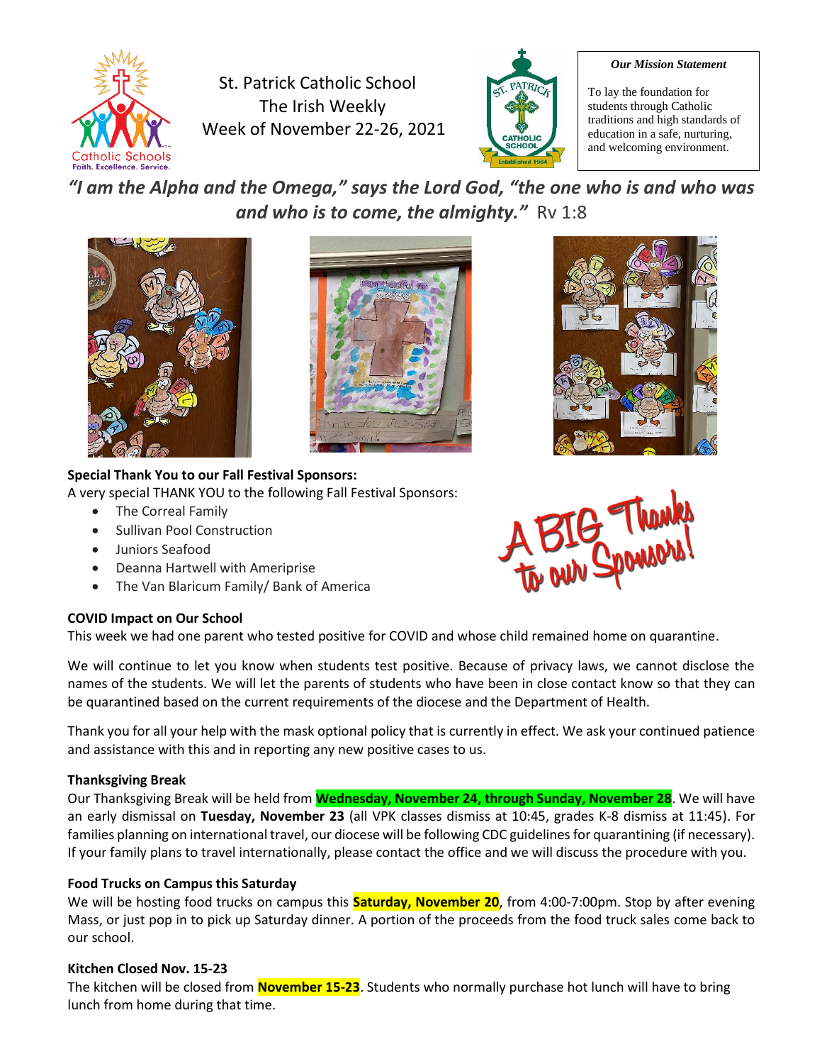# St. Patrick Catholic School
## The Irish Weekly
### Week of November 22-26, 2021

**Our Mission Statement**

To lay the foundation for students through Catholic traditions and high standards of education in a safe, nurturing, and welcoming environment.

***"I am the Alpha and the Omega," says the Lord God, "the one who is and who was and who is to come, the almighty."*** Rv 1:8

**Special Thank You to our Fall Festival Sponsors:**

A very special THANK YOU to the following Fall Festival Sponsors:

- The Correal Family
- Sullivan Pool Construction
- Juniors Seafood
- Deanna Hartwell with Ameriprise
- The Van Blaricum Family/ Bank of America

A BIG Thanks to our Sponsors!

**COVID Impact on Our School**

This week we had one parent who tested positive for COVID and whose child remained home on quarantine.

We will continue to let you know when students test positive. Because of privacy laws, we cannot disclose the names of the students. We will let the parents of students who have been in close contact know so that they can be quarantined based on the current requirements of the diocese and the Department of Health.

Thank you for all your help with the mask optional policy that is currently in effect. We ask your continued patience and assistance with this and in reporting any new positive cases to us.

**Thanksgiving Break**

Our Thanksgiving Break will be held from **Wednesday, November 24, through Sunday, November 28**. We will have an early dismissal on **Tuesday, November 23** (all VPK classes dismiss at 10:45, grades K-8 dismiss at 11:45). For families planning on international travel, our diocese will be following CDC guidelines for quarantining (if necessary). If your family plans to travel internationally, please contact the office and we will discuss the procedure with you.

**Food Trucks on Campus this Saturday**

We will be hosting food trucks on campus this **Saturday, November 20**, from 4:00-7:00pm. Stop by after evening Mass, or just pop in to pick up Saturday dinner. A portion of the proceeds from the food truck sales come back to our school.

**Kitchen Closed Nov. 15-23**

The kitchen will be closed from **November 15-23**. Students who normally purchase hot lunch will have to bring lunch from home during that time.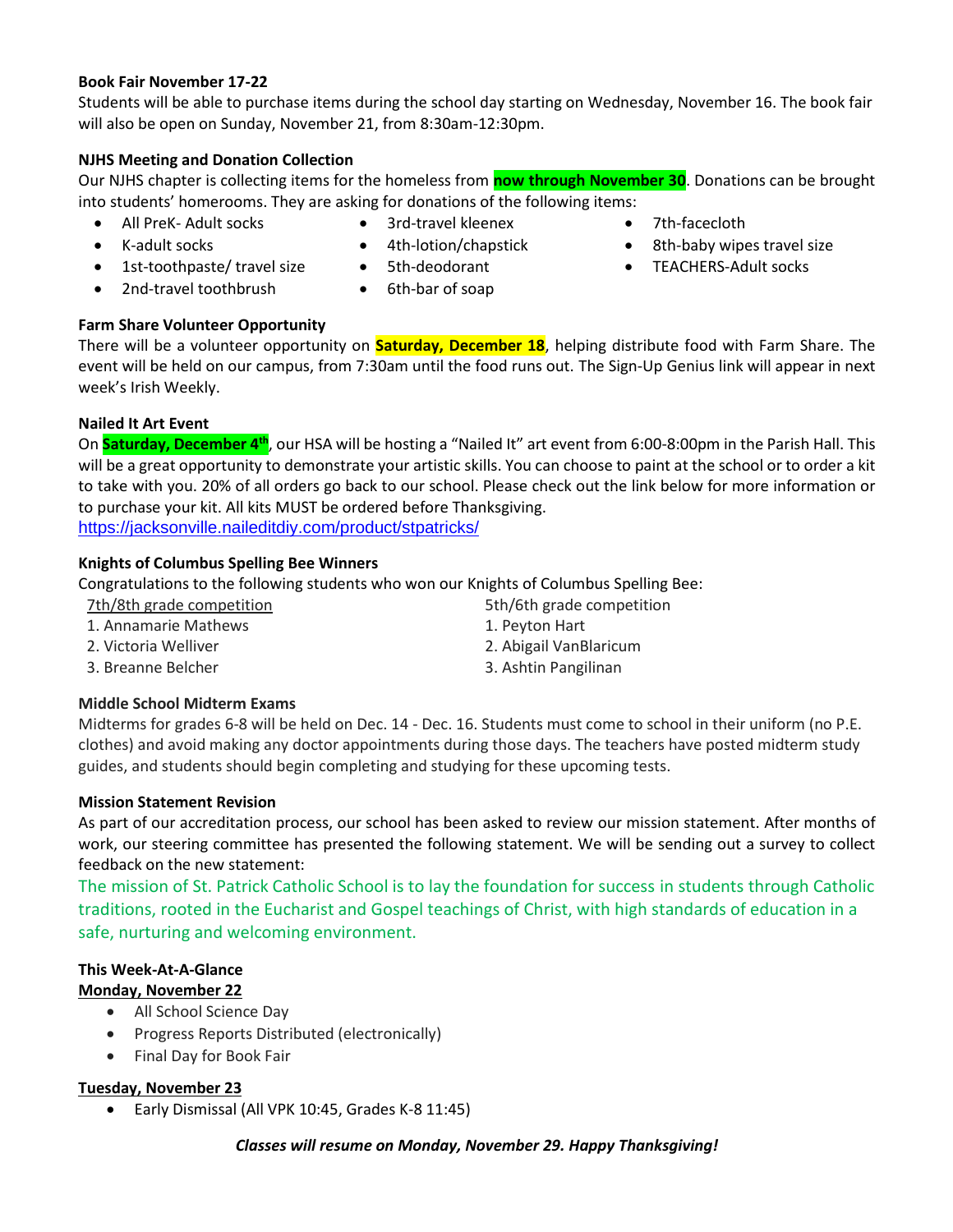**Book Fair November 17-22**

Students will be able to purchase items during the school day starting on Wednesday, November 16. The book fair will also be open on Sunday, November 21, from 8:30am-12:30pm.

**NJHS Meeting and Donation Collection**

Our NJHS chapter is collecting items for the homeless from **now through November 30**. Donations can be brought into students' homerooms. They are asking for donations of the following items:

- All PreK- Adult socks
- K-adult socks
- 1st-toothpaste/ travel size
- 2nd-travel toothbrush
- 3rd-travel kleenex
- 4th-lotion/chapstick
- 5th-deodorant
- 6th-bar of soap
- 7th-facecloth
- 8th-baby wipes travel size
- TEACHERS-Adult socks

**Farm Share Volunteer Opportunity**

There will be a volunteer opportunity on **Saturday, December 18**, helping distribute food with Farm Share. The event will be held on our campus, from 7:30am until the food runs out. The Sign-Up Genius link will appear in next week's Irish Weekly.

**Nailed It Art Event**

On **Saturday, December 4th**, our HSA will be hosting a "Nailed It" art event from 6:00-8:00pm in the Parish Hall. This will be a great opportunity to demonstrate your artistic skills. You can choose to paint at the school or to order a kit to take with you. 20% of all orders go back to our school. Please check out the link below for more information or to purchase your kit. All kits MUST be ordered before Thanksgiving.

https://jacksonville.naileditdiy.com/product/stpatricks/

**Knights of Columbus Spelling Bee Winners**

Congratulations to the following students who won our Knights of Columbus Spelling Bee:

7th/8th grade competition

1. Annamarie Mathews
2. Victoria Welliver
3. Breanne Belcher

5th/6th grade competition

1. Peyton Hart
2. Abigail VanBlaricum
3. Ashtin Pangilinan

**Middle School Midterm Exams**

Midterms for grades 6-8 will be held on Dec. 14 - Dec. 16. Students must come to school in their uniform (no P.E. clothes) and avoid making any doctor appointments during those days. The teachers have posted midterm study guides, and students should begin completing and studying for these upcoming tests.

**Mission Statement Revision**

As part of our accreditation process, our school has been asked to review our mission statement. After months of work, our steering committee has presented the following statement. We will be sending out a survey to collect feedback on the new statement:

The mission of St. Patrick Catholic School is to lay the foundation for success in students through Catholic traditions, rooted in the Eucharist and Gospel teachings of Christ, with high standards of education in a safe, nurturing and welcoming environment.

**This Week-At-A-Glance**

**Monday, November 22**

- All School Science Day
- Progress Reports Distributed (electronically)
- Final Day for Book Fair

**Tuesday, November 23**

- Early Dismissal (All VPK 10:45, Grades K-8 11:45)

***Classes will resume on Monday, November 29. Happy Thanksgiving!***